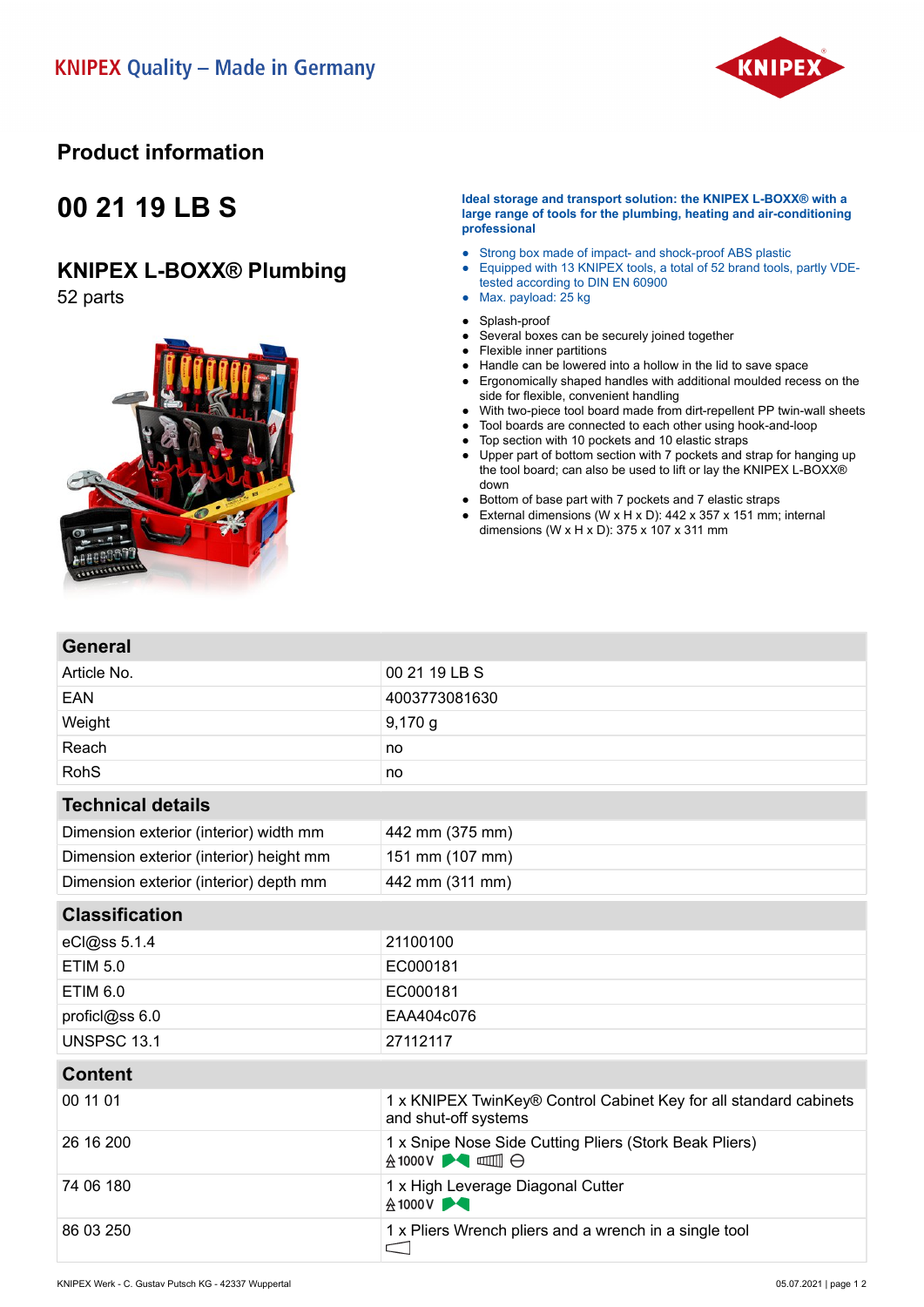KNIPEX Quality – Made in Germany

## Product information

# 00 21 19 LB S

## KNIPEX L-BOXX® Plumbing

52 parts

**Ideal storage and transport solution: the KNIPEX L-BOXX® with a large range of tools for the plumbing, heating and air-conditioning professional**

- Strong box made of impact- and shock-proof ABS plastic
- Equipped with 13 KNIPEX tools, a total of 52 brand tools, partly VDE-tested according to DIN EN 60900
- Max. payload: 25 kg

- Splash-proof
- Several boxes can be securely joined together
- Flexible inner partitions
- Handle can be lowered into a hollow in the lid to save space
- Ergonomically shaped handles with additional moulded recess on the side for flexible, convenient handling
- With two-piece tool board made from dirt-repellent PP twin-wall sheets
- Tool boards are connected to each other using hook-and-loop
- Top section with 10 pockets and 10 elastic straps
- Upper part of bottom section with 7 pockets and strap for hanging up the tool board; can also be used to lift or lay the KNIPEX L-BOXX® down
- Bottom of base part with 7 pockets and 7 elastic straps
- External dimensions (W x H x D): 442 x 357 x 151 mm; internal dimensions (W x H x D): 375 x 107 x 311 mm

| General | |
|---|---|
| Article No. | 00 21 19 LB S |
| EAN | 4003773081630 |
| Weight | 9,170 g |
| Reach | no |
| RohS | no |
| **Technical details** | |
| Dimension exterior (interior) width mm | 442 mm (375 mm) |
| Dimension exterior (interior) height mm | 151 mm (107 mm) |
| Dimension exterior (interior) depth mm | 442 mm (311 mm) |
| **Classification** | |
| eCl@ss 5.1.4 | 21100100 |
| ETIM 5.0 | EC000181 |
| ETIM 6.0 | EC000181 |
| proficl@ss 6.0 | EAA404c076 |
| UNSPSC 13.1 | 27112117 |
| **Content** | |
| 00 11 01 | 1 x KNIPEX TwinKey® Control Cabinet Key for all standard cabinets and shut-off systems |
| 26 16 200 | 1 x Snipe Nose Side Cutting Pliers (Stork Beak Pliers) 1000 V |
| 74 06 180 | 1 x High Leverage Diagonal Cutter 1000 V |
| 86 03 250 | 1 x Pliers Wrench pliers and a wrench in a single tool |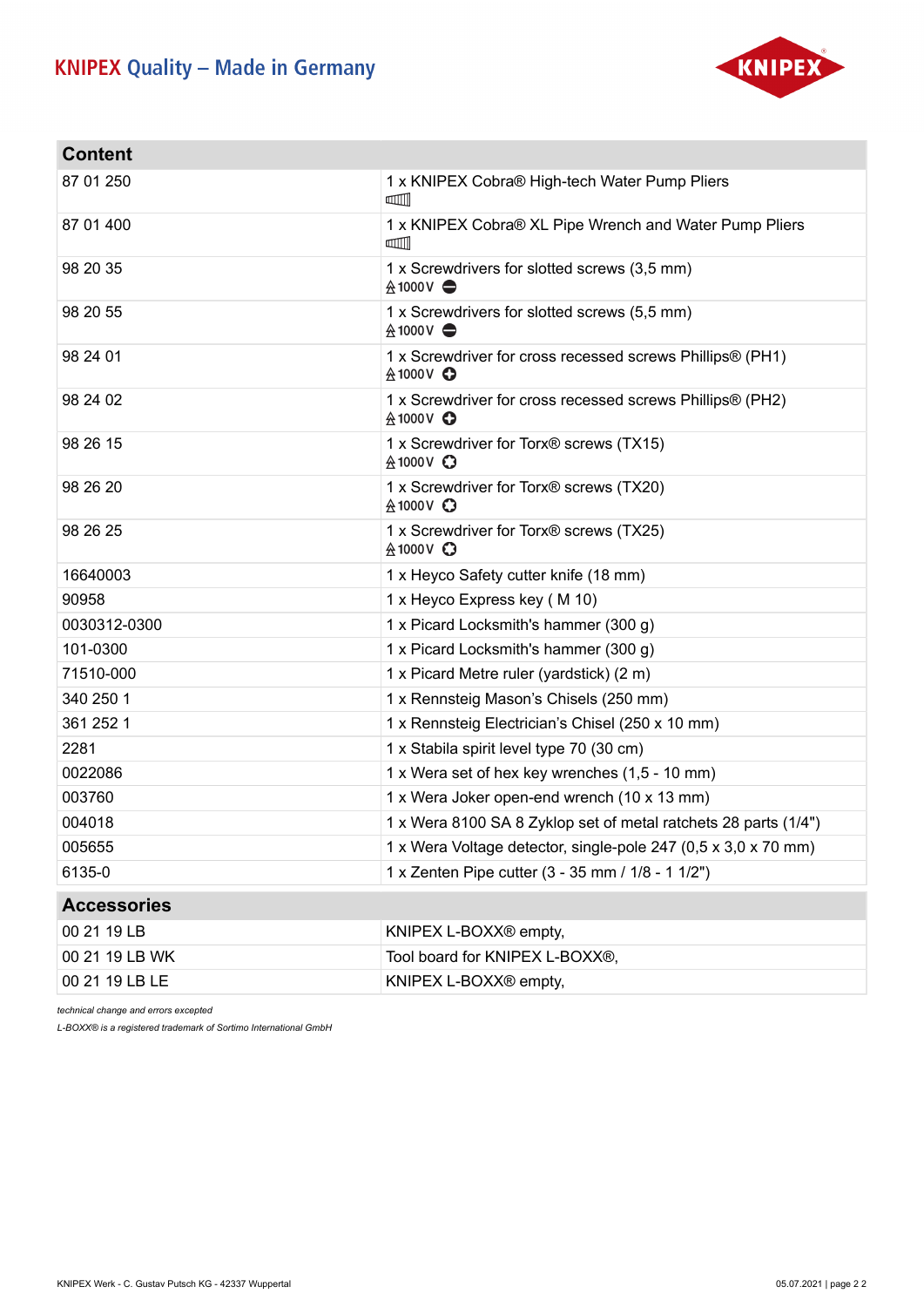KNIPEX Quality – Made in Germany

| Content | |
|---|---|
| 87 01 250 | 1 x KNIPEX Cobra® High-tech Water Pump Pliers |
| 87 01 400 | 1 x KNIPEX Cobra® XL Pipe Wrench and Water Pump Pliers |
| 98 20 35 | 1 x Screwdrivers for slotted screws (3,5 mm) 1000V |
| 98 20 55 | 1 x Screwdrivers for slotted screws (5,5 mm) 1000V |
| 98 24 01 | 1 x Screwdriver for cross recessed screws Phillips® (PH1) 1000V |
| 98 24 02 | 1 x Screwdriver for cross recessed screws Phillips® (PH2) 1000V |
| 98 26 15 | 1 x Screwdriver for Torx® screws (TX15) 1000V |
| 98 26 20 | 1 x Screwdriver for Torx® screws (TX20) 1000V |
| 98 26 25 | 1 x Screwdriver for Torx® screws (TX25) 1000V |
| 16640003 | 1 x Heyco Safety cutter knife (18 mm) |
| 90958 | 1 x Heyco Express key ( M 10) |
| 0030312-0300 | 1 x Picard Locksmith's hammer (300 g) |
| 101-0300 | 1 x Picard Locksmith's hammer (300 g) |
| 71510-000 | 1 x Picard Metre ruler (yardstick) (2 m) |
| 340 250 1 | 1 x Rennsteig Mason's Chisels (250 mm) |
| 361 252 1 | 1 x Rennsteig Electrician's Chisel (250 x 10 mm) |
| 2281 | 1 x Stabila spirit level type 70 (30 cm) |
| 0022086 | 1 x Wera set of hex key wrenches (1,5 - 10 mm) |
| 003760 | 1 x Wera Joker open-end wrench (10 x 13 mm) |
| 004018 | 1 x Wera 8100 SA 8 Zyklop set of metal ratchets 28 parts (1/4") |
| 005655 | 1 x Wera Voltage detector, single-pole 247 (0,5 x 3,0 x 70 mm) |
| 6135-0 | 1 x Zenten Pipe cutter (3 - 35 mm / 1/8 - 1 1/2") |

| Accessories | |
|---|---|
| 00 21 19 LB | KNIPEX L-BOXX® empty, |
| 00 21 19 LB WK | Tool board for KNIPEX L-BOXX®, |
| 00 21 19 LB LE | KNIPEX L-BOXX® empty, |

*technical change and errors excepted*

*L-BOXX® is a registered trademark of Sortimo International GmbH*

KNIPEX Werk - C. Gustav Putsch KG - 42337 Wuppertal

05.07.2021